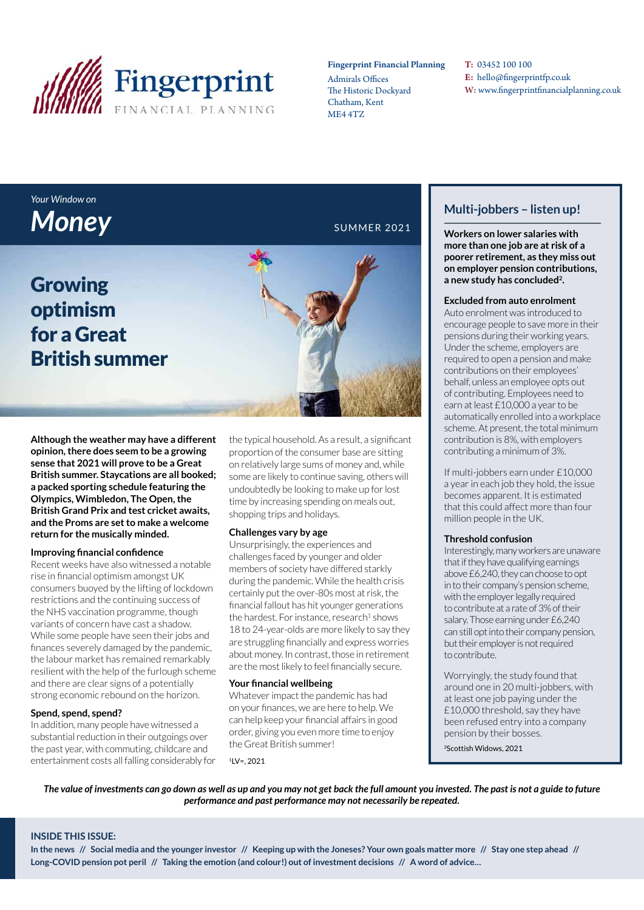# Fingerprint FINANCIAL PLANNING

**Fingerprint Financial Planning**
Admirals Offices
The Historic Dockyard
Chatham, Kent
ME4 4TZ

**T:** 03452 100 100
**E:** hello@fingerprintfp.co.uk
**W:** www.fingerprintfinancialplanning.co.uk

*Your Window on*
# *Money*

SUMMER 2021

## Growing optimism for a Great British summer

**Although the weather may have a different opinion, there does seem to be a growing sense that 2021 will prove to be a Great British summer. Staycations are all booked; a packed sporting schedule featuring the Olympics, Wimbledon, The Open, the British Grand Prix and test cricket awaits, and the Proms are set to make a welcome return for the musically minded.**

### Improving financial confidence

Recent weeks have also witnessed a notable rise in financial optimism amongst UK consumers buoyed by the lifting of lockdown restrictions and the continuing success of the NHS vaccination programme, though variants of concern have cast a shadow. While some people have seen their jobs and finances severely damaged by the pandemic, the labour market has remained remarkably resilient with the help of the furlough scheme and there are clear signs of a potentially strong economic rebound on the horizon.

### Spend, spend, spend?

In addition, many people have witnessed a substantial reduction in their outgoings over the past year, with commuting, childcare and entertainment costs all falling considerably for the typical household. As a result, a significant proportion of the consumer base are sitting on relatively large sums of money and, while some are likely to continue saving, others will undoubtedly be looking to make up for lost time by increasing spending on meals out, shopping trips and holidays.

### Challenges vary by age

Unsurprisingly, the experiences and challenges faced by younger and older members of society have differed starkly during the pandemic. While the health crisis certainly put the over-80s most at risk, the financial fallout has hit younger generations the hardest. For instance, research[1] shows 18 to 24-year-olds are more likely to say they are struggling financially and express worries about money. In contrast, those in retirement are the most likely to feel financially secure.

### Your financial wellbeing

Whatever impact the pandemic has had on your finances, we are here to help. We can help keep your financial affairs in good order, giving you even more time to enjoy the Great British summer!

[1]LV=, 2021

## Multi-jobbers – listen up!

**Workers on lower salaries with more than one job are at risk of a poorer retirement, as they miss out on employer pension contributions, a new study has concluded[2].**

### Excluded from auto enrolment

Auto enrolment was introduced to encourage people to save more in their pensions during their working years. Under the scheme, employers are required to open a pension and make contributions on their employees' behalf, unless an employee opts out of contributing. Employees need to earn at least £10,000 a year to be automatically enrolled into a workplace scheme. At present, the total minimum contribution is 8%, with employers contributing a minimum of 3%.

If multi-jobbers earn under £10,000 a year in each job they hold, the issue becomes apparent. It is estimated that this could affect more than four million people in the UK.

### Threshold confusion

Interestingly, many workers are unaware that if they have qualifying earnings above £6,240, they can choose to opt in to their company's pension scheme, with the employer legally required to contribute at a rate of 3% of their salary. Those earning under £6,240 can still opt into their company pension, but their employer is not required to contribute.

Worryingly, the study found that around one in 20 multi-jobbers, with at least one job paying under the £10,000 threshold, say they have been refused entry into a company pension by their bosses.

[2]Scottish Widows, 2021

***The value of investments can go down as well as up and you may not get back the full amount you invested. The past is not a guide to future performance and past performance may not necessarily be repeated.***

**INSIDE THIS ISSUE:**

**In the news // Social media and the younger investor // Keeping up with the Joneses? Your own goals matter more // Stay one step ahead // Long-COVID pension pot peril // Taking the emotion (and colour!) out of investment decisions // A word of advice...**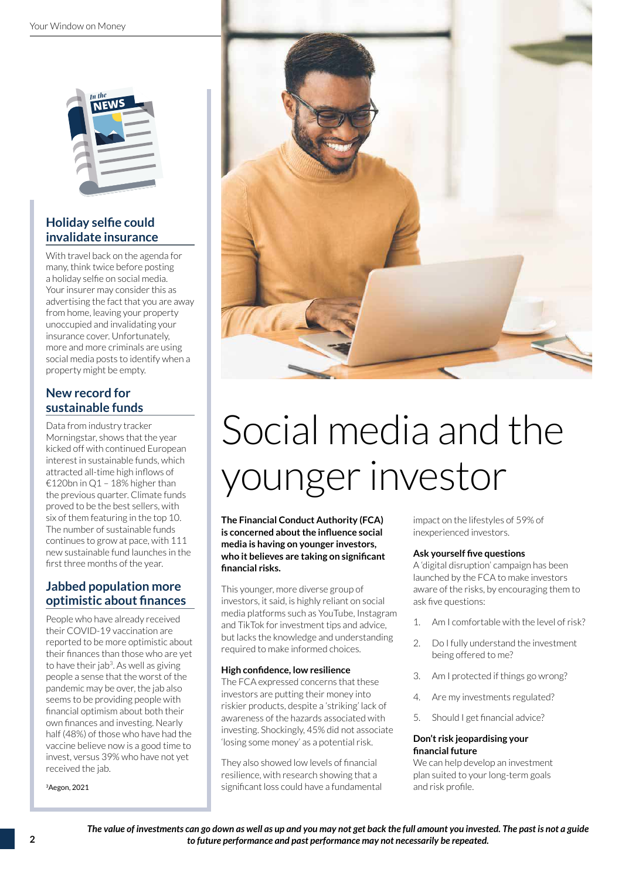## Holiday selfie could invalidate insurance

With travel back on the agenda for many, think twice before posting a holiday selfie on social media. Your insurer may consider this as advertising the fact that you are away from home, leaving your property unoccupied and invalidating your insurance cover. Unfortunately, more and more criminals are using social media posts to identify when a property might be empty.

## New record for sustainable funds

Data from industry tracker Morningstar, shows that the year kicked off with continued European interest in sustainable funds, which attracted all-time high inflows of €120bn in Q1 – 18% higher than the previous quarter. Climate funds proved to be the best sellers, with six of them featuring in the top 10. The number of sustainable funds continues to grow at pace, with 111 new sustainable fund launches in the first three months of the year.

## Jabbed population more optimistic about finances

People who have already received their COVID-19 vaccination are reported to be more optimistic about their finances than those who are yet to have their jab[3]. As well as giving people a sense that the worst of the pandemic may be over, the jab also seems to be providing people with financial optimism about both their own finances and investing. Nearly half (48%) of those who have had the vaccine believe now is a good time to invest, versus 39% who have not yet received the jab.

[3]Aegon, 2021

# Social media and the younger investor

**The Financial Conduct Authority (FCA) is concerned about the influence social media is having on younger investors, who it believes are taking on significant financial risks.**

This younger, more diverse group of investors, it said, is highly reliant on social media platforms such as YouTube, Instagram and TikTok for investment tips and advice, but lacks the knowledge and understanding required to make informed choices.

### High confidence, low resilience

The FCA expressed concerns that these investors are putting their money into riskier products, despite a 'striking' lack of awareness of the hazards associated with investing. Shockingly, 45% did not associate 'losing some money' as a potential risk.

They also showed low levels of financial resilience, with research showing that a significant loss could have a fundamental impact on the lifestyles of 59% of inexperienced investors.

### Ask yourself five questions

A 'digital disruption' campaign has been launched by the FCA to make investors aware of the risks, by encouraging them to ask five questions:

1. Am I comfortable with the level of risk?
2. Do I fully understand the investment being offered to me?
3. Am I protected if things go wrong?
4. Are my investments regulated?
5. Should I get financial advice?

### Don't risk jeopardising your financial future

We can help develop an investment plan suited to your long-term goals and risk profile.

***The value of investments can go down as well as up and you may not get back the full amount you invested. The past is not a guide to future performance and past performance may not necessarily be repeated.***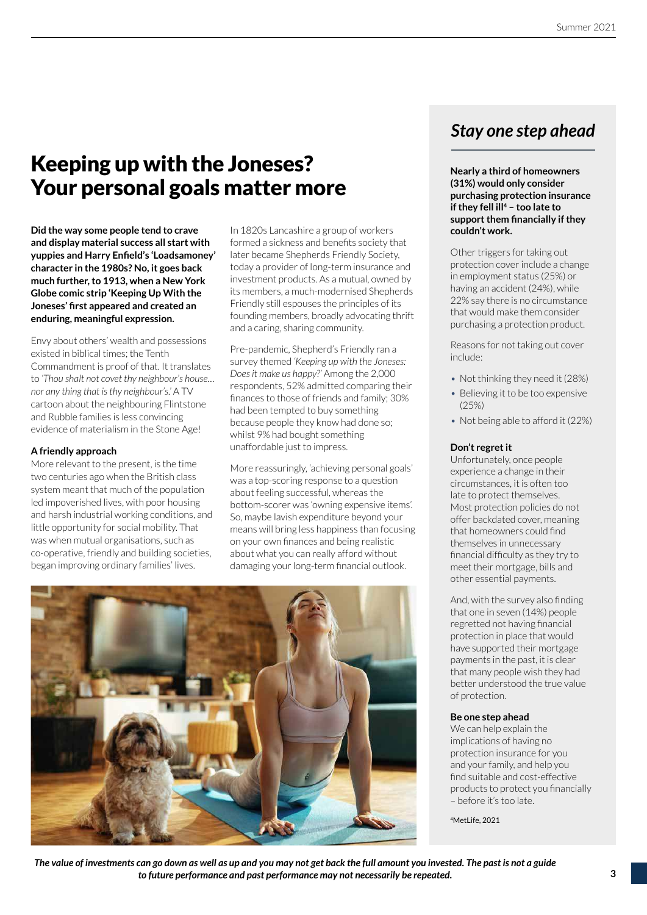# Keeping up with the Joneses? Your personal goals matter more

**Did the way some people tend to crave and display material success all start with yuppies and Harry Enfield's 'Loadsamoney' character in the 1980s? No, it goes back much further, to 1913, when a New York Globe comic strip 'Keeping Up With the Joneses' first appeared and created an enduring, meaningful expression.**

Envy about others' wealth and possessions existed in biblical times; the Tenth Commandment is proof of that. It translates to *'Thou shalt not covet thy neighbour's house… nor any thing that is thy neighbour's.'* A TV cartoon about the neighbouring Flintstone and Rubble families is less convincing evidence of materialism in the Stone Age!

### A friendly approach

More relevant to the present, is the time two centuries ago when the British class system meant that much of the population led impoverished lives, with poor housing and harsh industrial working conditions, and little opportunity for social mobility. That was when mutual organisations, such as co-operative, friendly and building societies, began improving ordinary families' lives.

In 1820s Lancashire a group of workers formed a sickness and benefits society that later became Shepherds Friendly Society, today a provider of long-term insurance and investment products. As a mutual, owned by its members, a much-modernised Shepherds Friendly still espouses the principles of its founding members, broadly advocating thrift and a caring, sharing community.

Pre-pandemic, Shepherd's Friendly ran a survey themed *'Keeping up with the Joneses: Does it make us happy?'* Among the 2,000 respondents, 52% admitted comparing their finances to those of friends and family; 30% had been tempted to buy something because people they know had done so; whilst 9% had bought something unaffordable just to impress.

More reassuringly, 'achieving personal goals' was a top-scoring response to a question about feeling successful, whereas the bottom-scorer was 'owning expensive items'. So, maybe lavish expenditure beyond your means will bring less happiness than focusing on your own finances and being realistic about what you can really afford without damaging your long-term financial outlook.

## *Stay one step ahead*

**Nearly a third of homeowners (31%) would only consider purchasing protection insurance if they fell ill[4] – too late to support them financially if they couldn't work.**

Other triggers for taking out protection cover include a change in employment status (25%) or having an accident (24%), while 22% say there is no circumstance that would make them consider purchasing a protection product.

Reasons for not taking out cover include:

- Not thinking they need it (28%)
- Believing it to be too expensive (25%)
- Not being able to afford it (22%)

### Don't regret it

Unfortunately, once people experience a change in their circumstances, it is often too late to protect themselves. Most protection policies do not offer backdated cover, meaning that homeowners could find themselves in unnecessary financial difficulty as they try to meet their mortgage, bills and other essential payments.

And, with the survey also finding that one in seven (14%) people regretted not having financial protection in place that would have supported their mortgage payments in the past, it is clear that many people wish they had better understood the true value of protection.

### Be one step ahead

We can help explain the implications of having no protection insurance for you and your family, and help you find suitable and cost-effective products to protect you financially – before it's too late.

[4]MetLife, 2021

***The value of investments can go down as well as up and you may not get back the full amount you invested. The past is not a guide to future performance and past performance may not necessarily be repeated.***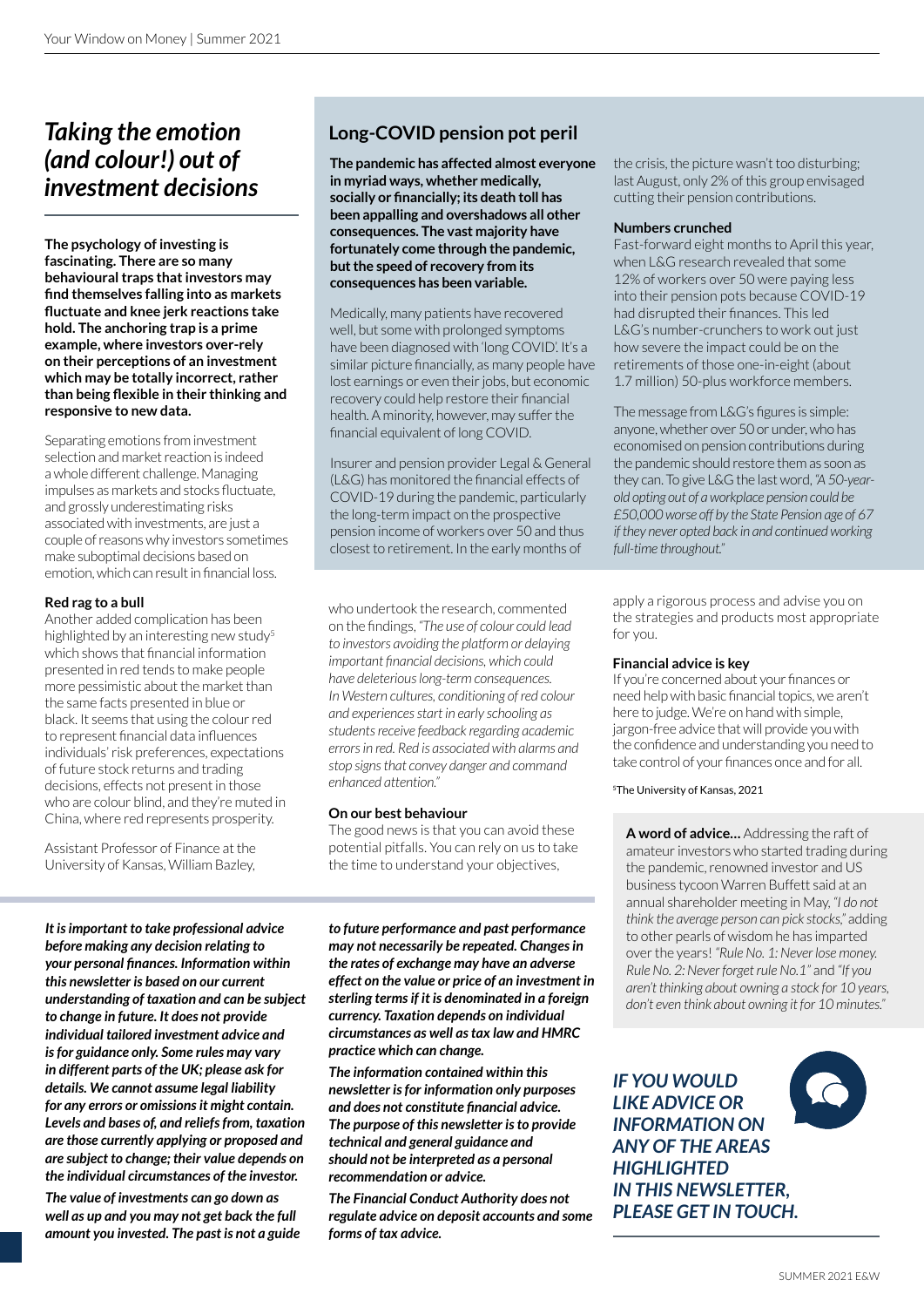## *Taking the emotion (and colour!) out of investment decisions*

**The psychology of investing is fascinating. There are so many behavioural traps that investors may find themselves falling into as markets fluctuate and knee jerk reactions take hold. The anchoring trap is a prime example, where investors over-rely on their perceptions of an investment which may be totally incorrect, rather than being flexible in their thinking and responsive to new data.**

Separating emotions from investment selection and market reaction is indeed a whole different challenge. Managing impulses as markets and stocks fluctuate, and grossly underestimating risks associated with investments, are just a couple of reasons why investors sometimes make suboptimal decisions based on emotion, which can result in financial loss.

### Red rag to a bull

Another added complication has been highlighted by an interesting new study[5] which shows that financial information presented in red tends to make people more pessimistic about the market than the same facts presented in blue or black. It seems that using the colour red to represent financial data influences individuals' risk preferences, expectations of future stock returns and trading decisions, effects not present in those who are colour blind, and they're muted in China, where red represents prosperity.

Assistant Professor of Finance at the University of Kansas, William Bazley, who undertook the research, commented on the findings, *"The use of colour could lead to investors avoiding the platform or delaying important financial decisions, which could have deleterious long-term consequences. In Western cultures, conditioning of red colour and experiences start in early schooling as students receive feedback regarding academic errors in red. Red is associated with alarms and stop signs that convey danger and command enhanced attention."*

### On our best behaviour

The good news is that you can avoid these potential pitfalls. You can rely on us to take the time to understand your objectives, apply a rigorous process and advise you on the strategies and products most appropriate for you.

### Financial advice is key

If you're concerned about your finances or need help with basic financial topics, we aren't here to judge. We're on hand with simple, jargon-free advice that will provide you with the confidence and understanding you need to take control of your finances once and for all.

[5]The University of Kansas, 2021

## Long-COVID pension pot peril

**The pandemic has affected almost everyone in myriad ways, whether medically, socially or financially; its death toll has been appalling and overshadows all other consequences. The vast majority have fortunately come through the pandemic, but the speed of recovery from its consequences has been variable.**

Medically, many patients have recovered well, but some with prolonged symptoms have been diagnosed with 'long COVID'. It's a similar picture financially, as many people have lost earnings or even their jobs, but economic recovery could help restore their financial health. A minority, however, may suffer the financial equivalent of long COVID.

Insurer and pension provider Legal & General (L&G) has monitored the financial effects of COVID-19 during the pandemic, particularly the long-term impact on the prospective pension income of workers over 50 and thus closest to retirement. In the early months of the crisis, the picture wasn't too disturbing; last August, only 2% of this group envisaged cutting their pension contributions.

### Numbers crunched

Fast-forward eight months to April this year, when L&G research revealed that some 12% of workers over 50 were paying less into their pension pots because COVID-19 had disrupted their finances. This led L&G's number-crunchers to work out just how severe the impact could be on the retirements of those one-in-eight (about 1.7 million) 50-plus workforce members.

The message from L&G's figures is simple: anyone, whether over 50 or under, who has economised on pension contributions during the pandemic should restore them as soon as they can. To give L&G the last word, *"A 50-year-old opting out of a workplace pension could be £50,000 worse off by the State Pension age of 67 if they never opted back in and continued working full-time throughout."*

**A word of advice...** Addressing the raft of amateur investors who started trading during the pandemic, renowned investor and US business tycoon Warren Buffett said at an annual shareholder meeting in May, *"I do not think the average person can pick stocks,"* adding to other pearls of wisdom he has imparted over the years! *"Rule No. 1: Never lose money. Rule No. 2: Never forget rule No.1"* and *"If you aren't thinking about owning a stock for 10 years, don't even think about owning it for 10 minutes."*

***It is important to take professional advice before making any decision relating to your personal finances. Information within this newsletter is based on our current understanding of taxation and can be subject to change in future. It does not provide individual tailored investment advice and is for guidance only. Some rules may vary in different parts of the UK; please ask for details. We cannot assume legal liability for any errors or omissions it might contain. Levels and bases of, and reliefs from, taxation are those currently applying or proposed and are subject to change; their value depends on the individual circumstances of the investor.***

***The value of investments can go down as well as up and you may not get back the full amount you invested. The past is not a guide to future performance and past performance may not necessarily be repeated. Changes in the rates of exchange may have an adverse effect on the value or price of an investment in sterling terms if it is denominated in a foreign currency. Taxation depends on individual circumstances as well as tax law and HMRC practice which can change.***

***The information contained within this newsletter is for information only purposes and does not constitute financial advice. The purpose of this newsletter is to provide technical and general guidance and should not be interpreted as a personal recommendation or advice.***

***The Financial Conduct Authority does not regulate advice on deposit accounts and some forms of tax advice.***

***IF YOU WOULD LIKE ADVICE OR INFORMATION ON ANY OF THE AREAS HIGHLIGHTED IN THIS NEWSLETTER, PLEASE GET IN TOUCH.***